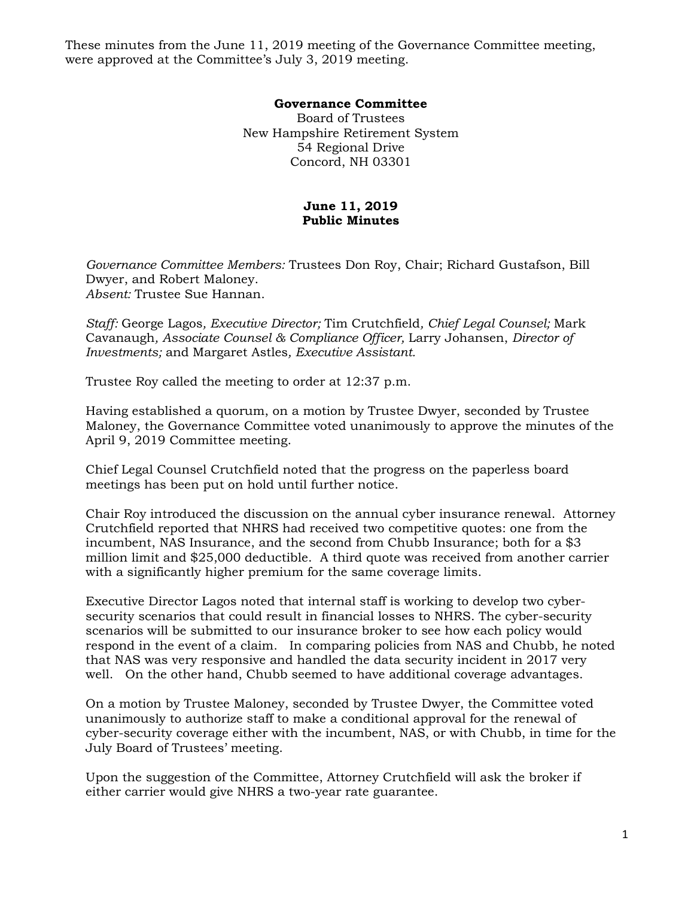These minutes from the June 11, 2019 meeting of the Governance Committee meeting, were approved at the Committee's July 3, 2019 meeting.

**Governance Committee**
Board of Trustees
New Hampshire Retirement System
54 Regional Drive
Concord, NH 03301

**June 11, 2019**
**Public Minutes**

*Governance Committee Members:* Trustees Don Roy, Chair; Richard Gustafson, Bill Dwyer, and Robert Maloney.
*Absent:* Trustee Sue Hannan.

*Staff:* George Lagos*, Executive Director;* Tim Crutchfield*, Chief Legal Counsel;* Mark Cavanaugh*, Associate Counsel & Compliance Officer,* Larry Johansen, *Director of Investments;* and Margaret Astles*, Executive Assistant.*

Trustee Roy called the meeting to order at 12:37 p.m.

Having established a quorum, on a motion by Trustee Dwyer, seconded by Trustee Maloney, the Governance Committee voted unanimously to approve the minutes of the April 9, 2019 Committee meeting.

Chief Legal Counsel Crutchfield noted that the progress on the paperless board meetings has been put on hold until further notice.

Chair Roy introduced the discussion on the annual cyber insurance renewal. Attorney Crutchfield reported that NHRS had received two competitive quotes: one from the incumbent, NAS Insurance, and the second from Chubb Insurance; both for a $3 million limit and $25,000 deductible. A third quote was received from another carrier with a significantly higher premium for the same coverage limits.

Executive Director Lagos noted that internal staff is working to develop two cyber-security scenarios that could result in financial losses to NHRS. The cyber-security scenarios will be submitted to our insurance broker to see how each policy would respond in the event of a claim. In comparing policies from NAS and Chubb, he noted that NAS was very responsive and handled the data security incident in 2017 very well. On the other hand, Chubb seemed to have additional coverage advantages.

On a motion by Trustee Maloney, seconded by Trustee Dwyer, the Committee voted unanimously to authorize staff to make a conditional approval for the renewal of cyber-security coverage either with the incumbent, NAS, or with Chubb, in time for the July Board of Trustees' meeting.

Upon the suggestion of the Committee, Attorney Crutchfield will ask the broker if either carrier would give NHRS a two-year rate guarantee.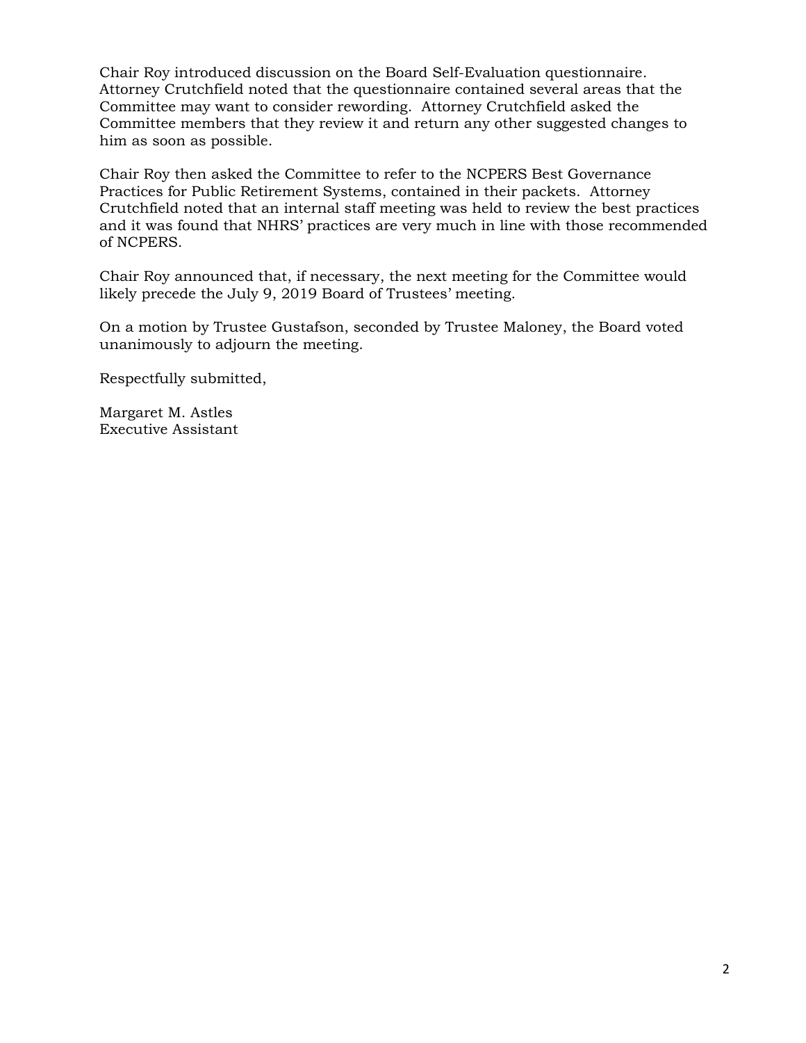Chair Roy introduced discussion on the Board Self-Evaluation questionnaire. Attorney Crutchfield noted that the questionnaire contained several areas that the Committee may want to consider rewording. Attorney Crutchfield asked the Committee members that they review it and return any other suggested changes to him as soon as possible.

Chair Roy then asked the Committee to refer to the NCPERS Best Governance Practices for Public Retirement Systems, contained in their packets. Attorney Crutchfield noted that an internal staff meeting was held to review the best practices and it was found that NHRS' practices are very much in line with those recommended of NCPERS.

Chair Roy announced that, if necessary, the next meeting for the Committee would likely precede the July 9, 2019 Board of Trustees' meeting.

On a motion by Trustee Gustafson, seconded by Trustee Maloney, the Board voted unanimously to adjourn the meeting.

Respectfully submitted,

Margaret M. Astles  
Executive Assistant